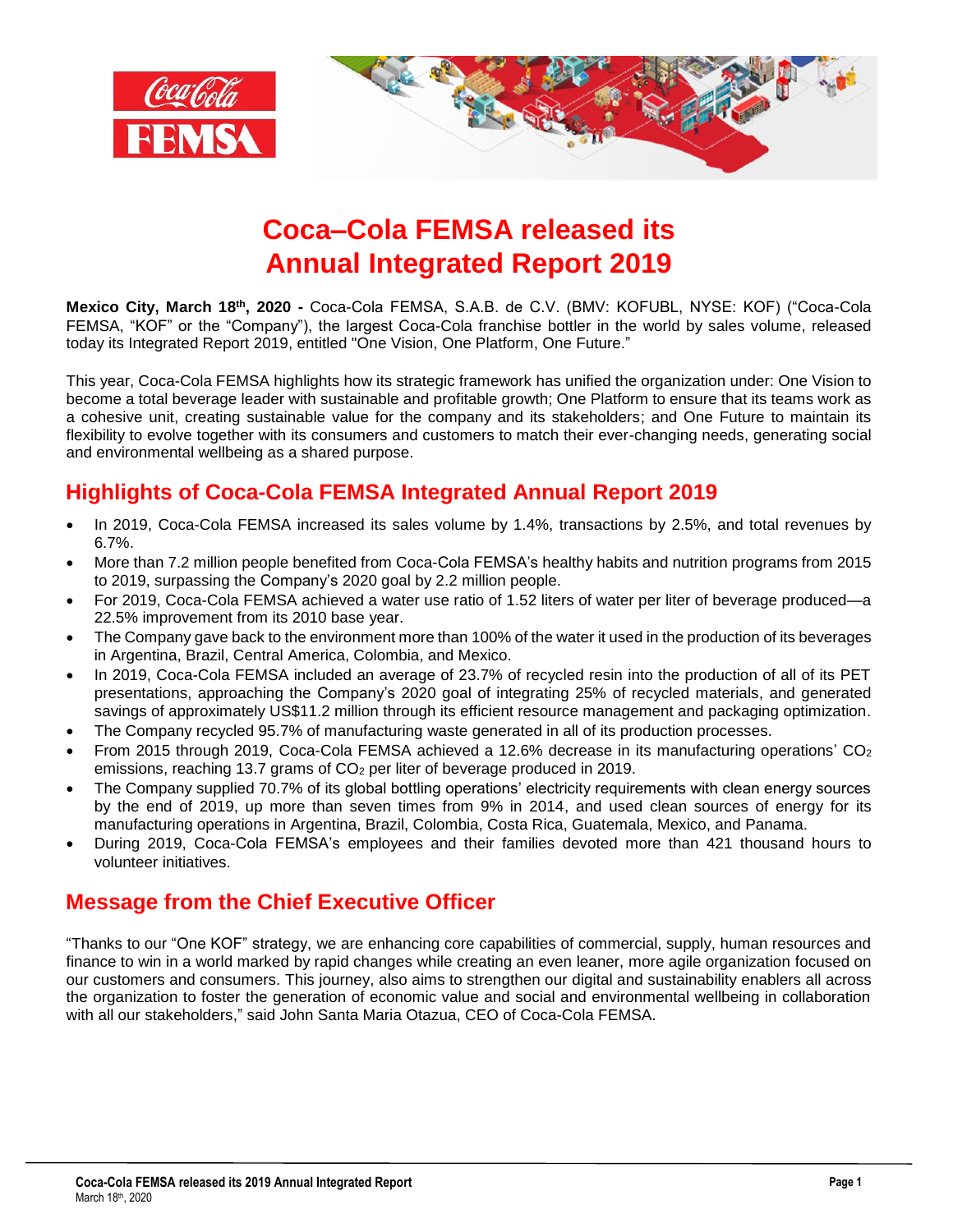# Coca–Cola FEMSA released its Annual Integrated Report 2019

**Mexico City, March 18th, 2020 -** Coca-Cola FEMSA, S.A.B. de C.V. (BMV: KOFUBL, NYSE: KOF) ("Coca-Cola FEMSA, "KOF" or the "Company"), the largest Coca-Cola franchise bottler in the world by sales volume, released today its Integrated Report 2019, entitled "One Vision, One Platform, One Future."

This year, Coca-Cola FEMSA highlights how its strategic framework has unified the organization under: One Vision to become a total beverage leader with sustainable and profitable growth; One Platform to ensure that its teams work as a cohesive unit, creating sustainable value for the company and its stakeholders; and One Future to maintain its flexibility to evolve together with its consumers and customers to match their ever-changing needs, generating social and environmental wellbeing as a shared purpose.

## Highlights of Coca-Cola FEMSA Integrated Annual Report 2019

- In 2019, Coca-Cola FEMSA increased its sales volume by 1.4%, transactions by 2.5%, and total revenues by 6.7%.
- More than 7.2 million people benefited from Coca-Cola FEMSA's healthy habits and nutrition programs from 2015 to 2019, surpassing the Company's 2020 goal by 2.2 million people.
- For 2019, Coca-Cola FEMSA achieved a water use ratio of 1.52 liters of water per liter of beverage produced—a 22.5% improvement from its 2010 base year.
- The Company gave back to the environment more than 100% of the water it used in the production of its beverages in Argentina, Brazil, Central America, Colombia, and Mexico.
- In 2019, Coca-Cola FEMSA included an average of 23.7% of recycled resin into the production of all of its PET presentations, approaching the Company's 2020 goal of integrating 25% of recycled materials, and generated savings of approximately US$11.2 million through its efficient resource management and packaging optimization.
- The Company recycled 95.7% of manufacturing waste generated in all of its production processes.
- From 2015 through 2019, Coca-Cola FEMSA achieved a 12.6% decrease in its manufacturing operations' $CO_2$ emissions, reaching 13.7 grams of $CO_2$ per liter of beverage produced in 2019.
- The Company supplied 70.7% of its global bottling operations' electricity requirements with clean energy sources by the end of 2019, up more than seven times from 9% in 2014, and used clean sources of energy for its manufacturing operations in Argentina, Brazil, Colombia, Costa Rica, Guatemala, Mexico, and Panama.
- During 2019, Coca-Cola FEMSA's employees and their families devoted more than 421 thousand hours to volunteer initiatives.

## Message from the Chief Executive Officer

"Thanks to our "One KOF" strategy, we are enhancing core capabilities of commercial, supply, human resources and finance to win in a world marked by rapid changes while creating an even leaner, more agile organization focused on our customers and consumers. This journey, also aims to strengthen our digital and sustainability enablers all across the organization to foster the generation of economic value and social and environmental wellbeing in collaboration with all our stakeholders," said John Santa Maria Otazua, CEO of Coca-Cola FEMSA.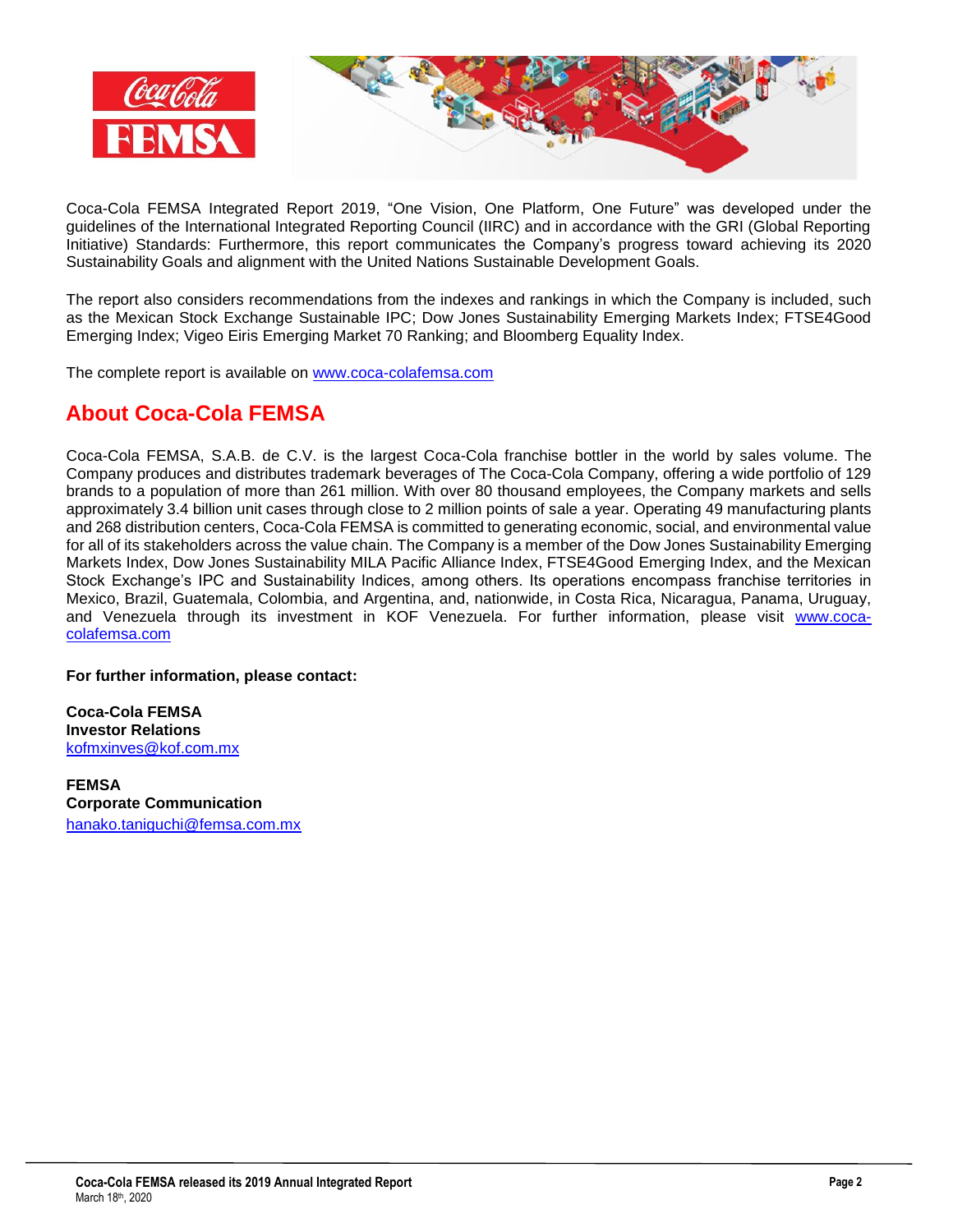Coca-Cola FEMSA Integrated Report 2019, "One Vision, One Platform, One Future" was developed under the guidelines of the International Integrated Reporting Council (IIRC) and in accordance with the GRI (Global Reporting Initiative) Standards: Furthermore, this report communicates the Company's progress toward achieving its 2020 Sustainability Goals and alignment with the United Nations Sustainable Development Goals.

The report also considers recommendations from the indexes and rankings in which the Company is included, such as the Mexican Stock Exchange Sustainable IPC; Dow Jones Sustainability Emerging Markets Index; FTSE4Good Emerging Index; Vigeo Eiris Emerging Market 70 Ranking; and Bloomberg Equality Index.

The complete report is available on www.coca-colafemsa.com

## About Coca-Cola FEMSA

Coca-Cola FEMSA, S.A.B. de C.V. is the largest Coca-Cola franchise bottler in the world by sales volume. The Company produces and distributes trademark beverages of The Coca-Cola Company, offering a wide portfolio of 129 brands to a population of more than 261 million. With over 80 thousand employees, the Company markets and sells approximately 3.4 billion unit cases through close to 2 million points of sale a year. Operating 49 manufacturing plants and 268 distribution centers, Coca-Cola FEMSA is committed to generating economic, social, and environmental value for all of its stakeholders across the value chain. The Company is a member of the Dow Jones Sustainability Emerging Markets Index, Dow Jones Sustainability MILA Pacific Alliance Index, FTSE4Good Emerging Index, and the Mexican Stock Exchange's IPC and Sustainability Indices, among others. Its operations encompass franchise territories in Mexico, Brazil, Guatemala, Colombia, and Argentina, and, nationwide, in Costa Rica, Nicaragua, Panama, Uruguay, and Venezuela through its investment in KOF Venezuela. For further information, please visit www.coca-colafemsa.com

**For further information, please contact:**

**Coca-Cola FEMSA**
**Investor Relations**
kofmxinves@kof.com.mx

**FEMSA**
**Corporate Communication**
hanako.taniguchi@femsa.com.mx